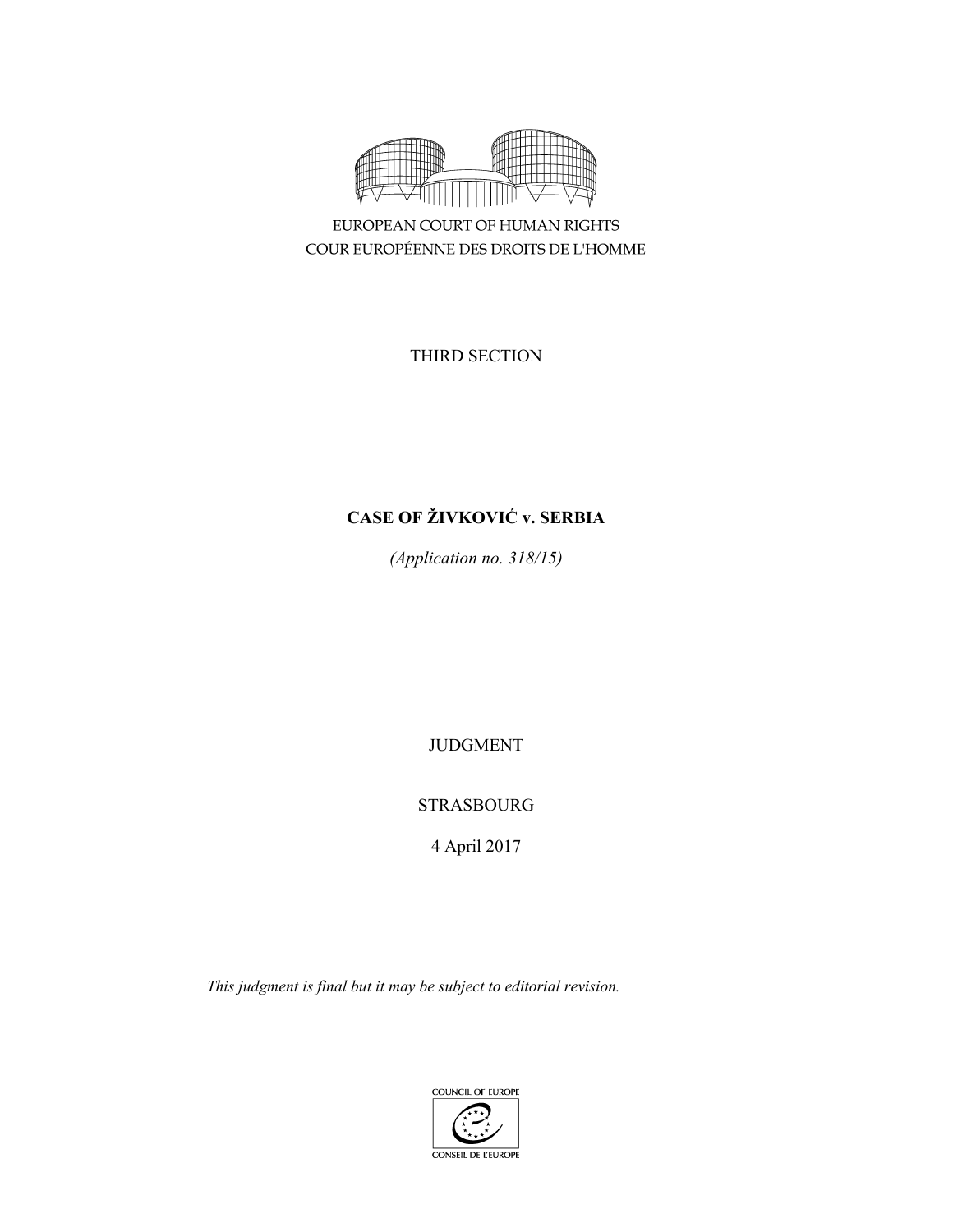EUROPEAN COURT OF HUMAN RIGHTS
COUR EUROPÉENNE DES DROITS DE L'HOMME

THIRD SECTION

**CASE OF ŽIVKOVIĆ v. SERBIA**

*(Application no. 318/15)*

JUDGMENT

STRASBOURG

4 April 2017

*This judgment is final but it may be subject to editorial revision.*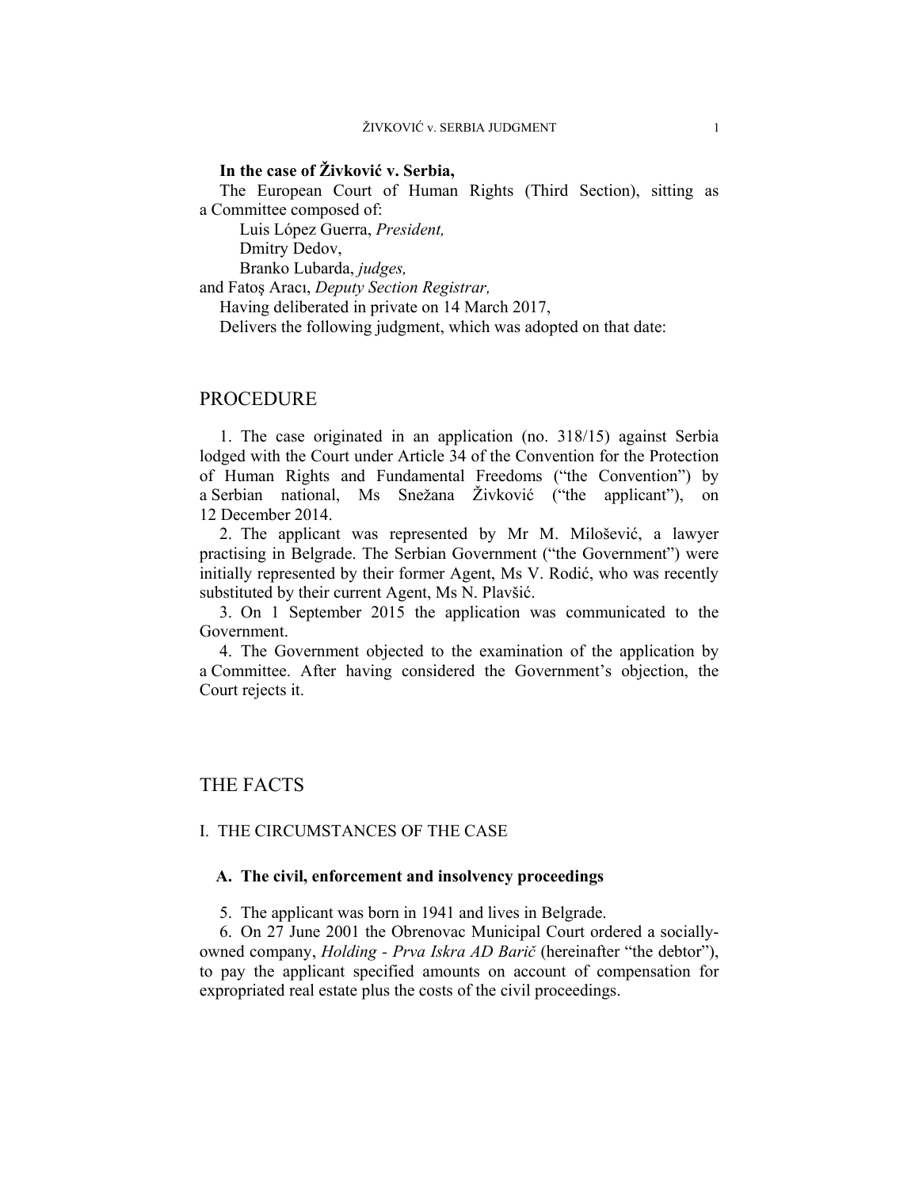**In the case of Živković v. Serbia,**

The European Court of Human Rights (Third Section), sitting as a Committee composed of:

Luis López Guerra, *President,*
Dmitry Dedov,
Branko Lubarda, *judges,*
and Fatoş Aracı, *Deputy Section Registrar,*

Having deliberated in private on 14 March 2017,

Delivers the following judgment, which was adopted on that date:

# PROCEDURE

1. The case originated in an application (no. 318/15) against Serbia lodged with the Court under Article 34 of the Convention for the Protection of Human Rights and Fundamental Freedoms ("the Convention") by a Serbian national, Ms Snežana Živković ("the applicant"), on 12 December 2014.

2. The applicant was represented by Mr M. Milošević, a lawyer practising in Belgrade. The Serbian Government ("the Government") were initially represented by their former Agent, Ms V. Rodić, who was recently substituted by their current Agent, Ms N. Plavšić.

3. On 1 September 2015 the application was communicated to the Government.

4. The Government objected to the examination of the application by a Committee. After having considered the Government's objection, the Court rejects it.

# THE FACTS

## I. THE CIRCUMSTANCES OF THE CASE

### A. The civil, enforcement and insolvency proceedings

5. The applicant was born in 1941 and lives in Belgrade.

6. On 27 June 2001 the Obrenovac Municipal Court ordered a socially-owned company, *Holding - Prva Iskra AD Barič* (hereinafter "the debtor"), to pay the applicant specified amounts on account of compensation for expropriated real estate plus the costs of the civil proceedings.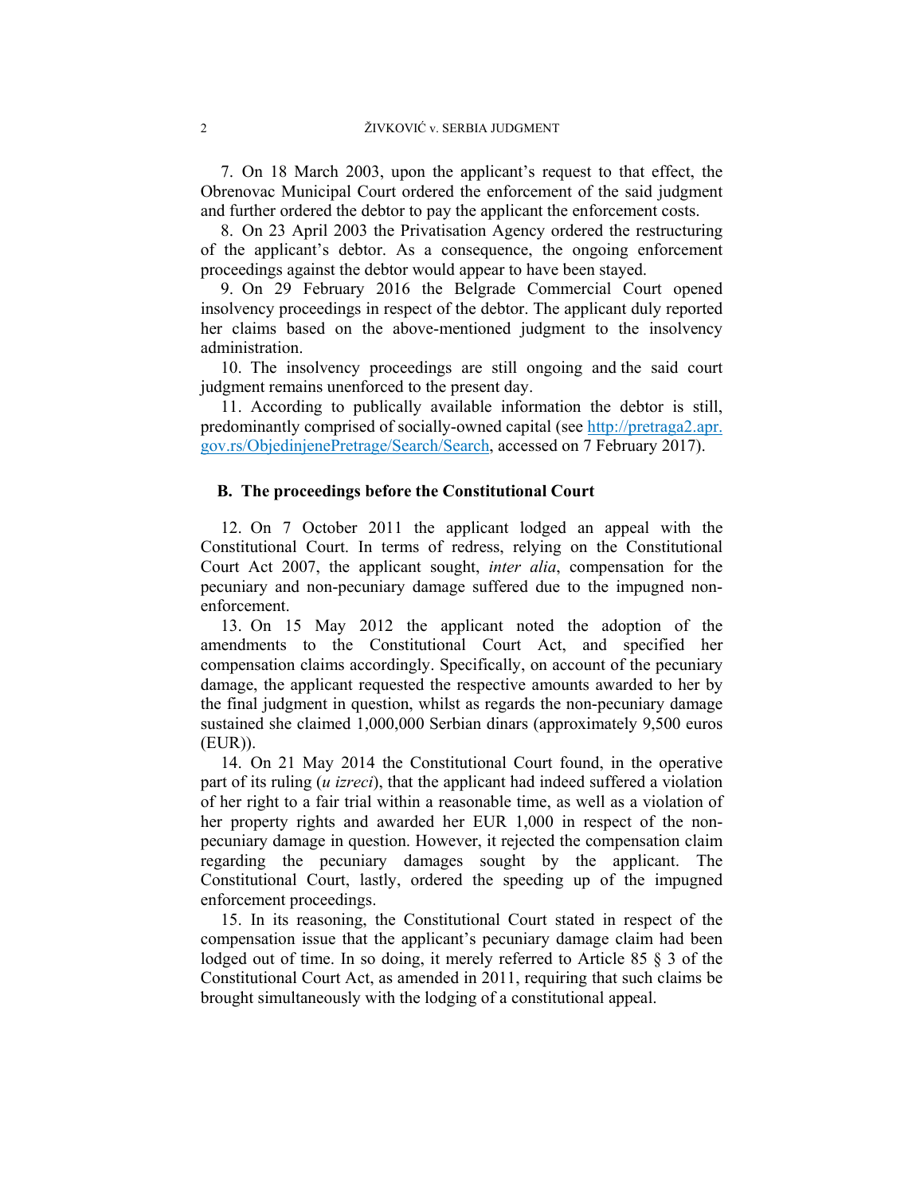7. On 18 March 2003, upon the applicant's request to that effect, the Obrenovac Municipal Court ordered the enforcement of the said judgment and further ordered the debtor to pay the applicant the enforcement costs.

8. On 23 April 2003 the Privatisation Agency ordered the restructuring of the applicant's debtor. As a consequence, the ongoing enforcement proceedings against the debtor would appear to have been stayed.

9. On 29 February 2016 the Belgrade Commercial Court opened insolvency proceedings in respect of the debtor. The applicant duly reported her claims based on the above-mentioned judgment to the insolvency administration.

10. The insolvency proceedings are still ongoing and the said court judgment remains unenforced to the present day.

11. According to publically available information the debtor is still, predominantly comprised of socially-owned capital (see http://pretraga2.apr.gov.rs/ObjedinjenePretrage/Search/Search, accessed on 7 February 2017).

### B. The proceedings before the Constitutional Court

12. On 7 October 2011 the applicant lodged an appeal with the Constitutional Court. In terms of redress, relying on the Constitutional Court Act 2007, the applicant sought, *inter alia*, compensation for the pecuniary and non-pecuniary damage suffered due to the impugned non-enforcement.

13. On 15 May 2012 the applicant noted the adoption of the amendments to the Constitutional Court Act, and specified her compensation claims accordingly. Specifically, on account of the pecuniary damage, the applicant requested the respective amounts awarded to her by the final judgment in question, whilst as regards the non-pecuniary damage sustained she claimed 1,000,000 Serbian dinars (approximately 9,500 euros (EUR)).

14. On 21 May 2014 the Constitutional Court found, in the operative part of its ruling (*u izreci*), that the applicant had indeed suffered a violation of her right to a fair trial within a reasonable time, as well as a violation of her property rights and awarded her EUR 1,000 in respect of the non-pecuniary damage in question. However, it rejected the compensation claim regarding the pecuniary damages sought by the applicant. The Constitutional Court, lastly, ordered the speeding up of the impugned enforcement proceedings.

15. In its reasoning, the Constitutional Court stated in respect of the compensation issue that the applicant's pecuniary damage claim had been lodged out of time. In so doing, it merely referred to Article 85 § 3 of the Constitutional Court Act, as amended in 2011, requiring that such claims be brought simultaneously with the lodging of a constitutional appeal.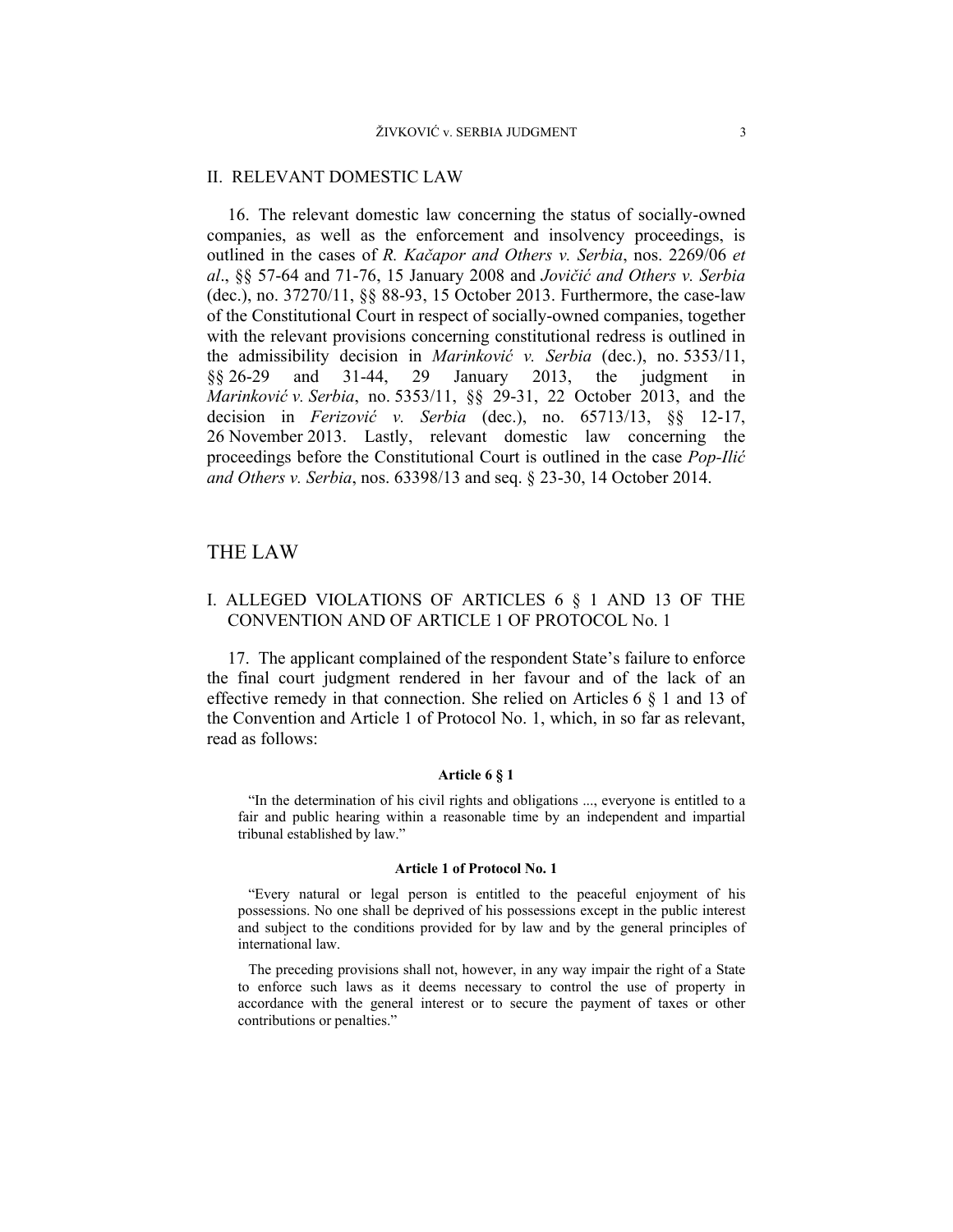## II. RELEVANT DOMESTIC LAW

16. The relevant domestic law concerning the status of socially-owned companies, as well as the enforcement and insolvency proceedings, is outlined in the cases of *R. Kačapor and Others v. Serbia*, nos. 2269/06 *et al*., §§ 57-64 and 71-76, 15 January 2008 and *Jovičić and Others v. Serbia* (dec.), no. 37270/11, §§ 88-93, 15 October 2013. Furthermore, the case-law of the Constitutional Court in respect of socially-owned companies, together with the relevant provisions concerning constitutional redress is outlined in the admissibility decision in *Marinković v. Serbia* (dec.), no. 5353/11, §§ 26-29 and 31-44, 29 January 2013, the judgment in *Marinković v. Serbia*, no. 5353/11, §§ 29-31, 22 October 2013, and the decision in *Ferizović v. Serbia* (dec.), no. 65713/13, §§ 12-17, 26 November 2013. Lastly, relevant domestic law concerning the proceedings before the Constitutional Court is outlined in the case *Pop-Ilić and Others v. Serbia*, nos. 63398/13 and seq. § 23-30, 14 October 2014.

# THE LAW

## I. ALLEGED VIOLATIONS OF ARTICLES 6 § 1 AND 13 OF THE CONVENTION AND OF ARTICLE 1 OF PROTOCOL No. 1

17. The applicant complained of the respondent State's failure to enforce the final court judgment rendered in her favour and of the lack of an effective remedy in that connection. She relied on Articles 6 § 1 and 13 of the Convention and Article 1 of Protocol No. 1, which, in so far as relevant, read as follows:

**Article 6 § 1**

"In the determination of his civil rights and obligations ..., everyone is entitled to a fair and public hearing within a reasonable time by an independent and impartial tribunal established by law."

**Article 1 of Protocol No. 1**

"Every natural or legal person is entitled to the peaceful enjoyment of his possessions. No one shall be deprived of his possessions except in the public interest and subject to the conditions provided for by law and by the general principles of international law.

The preceding provisions shall not, however, in any way impair the right of a State to enforce such laws as it deems necessary to control the use of property in accordance with the general interest or to secure the payment of taxes or other contributions or penalties."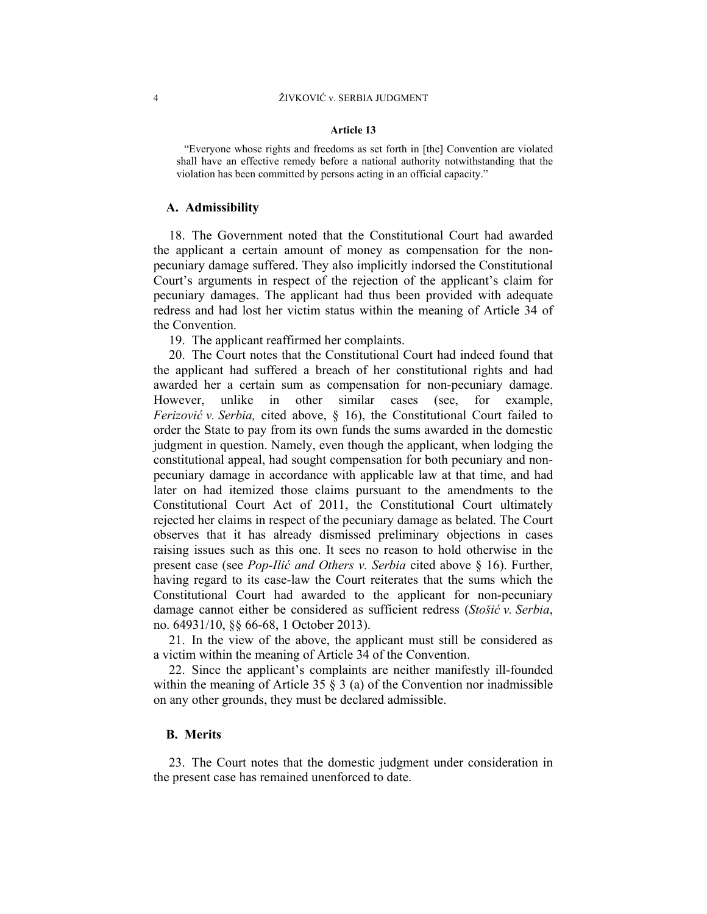**Article 13**

> "Everyone whose rights and freedoms as set forth in [the] Convention are violated shall have an effective remedy before a national authority notwithstanding that the violation has been committed by persons acting in an official capacity."

## A. Admissibility

18. The Government noted that the Constitutional Court had awarded the applicant a certain amount of money as compensation for the non-pecuniary damage suffered. They also implicitly indorsed the Constitutional Court's arguments in respect of the rejection of the applicant's claim for pecuniary damages. The applicant had thus been provided with adequate redress and had lost her victim status within the meaning of Article 34 of the Convention.

19. The applicant reaffirmed her complaints.

20. The Court notes that the Constitutional Court had indeed found that the applicant had suffered a breach of her constitutional rights and had awarded her a certain sum as compensation for non-pecuniary damage. However, unlike in other similar cases (see, for example, *Ferizović v. Serbia,* cited above, § 16), the Constitutional Court failed to order the State to pay from its own funds the sums awarded in the domestic judgment in question. Namely, even though the applicant, when lodging the constitutional appeal, had sought compensation for both pecuniary and non-pecuniary damage in accordance with applicable law at that time, and had later on had itemized those claims pursuant to the amendments to the Constitutional Court Act of 2011, the Constitutional Court ultimately rejected her claims in respect of the pecuniary damage as belated. The Court observes that it has already dismissed preliminary objections in cases raising issues such as this one. It sees no reason to hold otherwise in the present case (see *Pop-Ilić and Others v. Serbia* cited above § 16). Further, having regard to its case-law the Court reiterates that the sums which the Constitutional Court had awarded to the applicant for non-pecuniary damage cannot either be considered as sufficient redress (*Stošić v. Serbia*, no. 64931/10, §§ 66-68, 1 October 2013).

21. In the view of the above, the applicant must still be considered as a victim within the meaning of Article 34 of the Convention.

22. Since the applicant's complaints are neither manifestly ill-founded within the meaning of Article 35 § 3 (a) of the Convention nor inadmissible on any other grounds, they must be declared admissible.

## B. Merits

23. The Court notes that the domestic judgment under consideration in the present case has remained unenforced to date.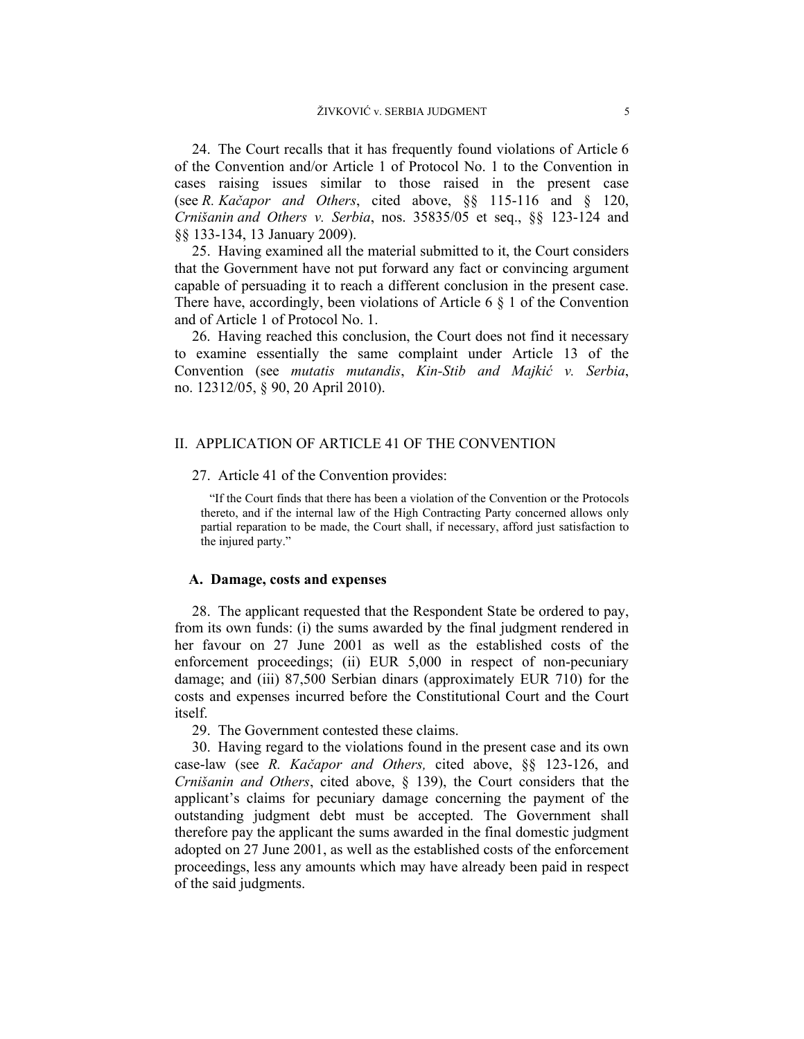24. The Court recalls that it has frequently found violations of Article 6 of the Convention and/or Article 1 of Protocol No. 1 to the Convention in cases raising issues similar to those raised in the present case (see *R. Kačapor and Others*, cited above, §§ 115-116 and § 120, *Crnišanin and Others v. Serbia*, nos. 35835/05 et seq., §§ 123-124 and §§ 133-134, 13 January 2009).

25. Having examined all the material submitted to it, the Court considers that the Government have not put forward any fact or convincing argument capable of persuading it to reach a different conclusion in the present case. There have, accordingly, been violations of Article 6 § 1 of the Convention and of Article 1 of Protocol No. 1.

26. Having reached this conclusion, the Court does not find it necessary to examine essentially the same complaint under Article 13 of the Convention (see *mutatis mutandis*, *Kin-Stib and Majkić v. Serbia*, no. 12312/05, § 90, 20 April 2010).

## II. APPLICATION OF ARTICLE 41 OF THE CONVENTION

27. Article 41 of the Convention provides:

> "If the Court finds that there has been a violation of the Convention or the Protocols thereto, and if the internal law of the High Contracting Party concerned allows only partial reparation to be made, the Court shall, if necessary, afford just satisfaction to the injured party."

### A. Damage, costs and expenses

28. The applicant requested that the Respondent State be ordered to pay, from its own funds: (i) the sums awarded by the final judgment rendered in her favour on 27 June 2001 as well as the established costs of the enforcement proceedings; (ii) EUR 5,000 in respect of non-pecuniary damage; and (iii) 87,500 Serbian dinars (approximately EUR 710) for the costs and expenses incurred before the Constitutional Court and the Court itself.

29. The Government contested these claims.

30. Having regard to the violations found in the present case and its own case-law (see *R. Kačapor and Others,* cited above, §§ 123-126, and *Crnišanin and Others*, cited above, § 139), the Court considers that the applicant's claims for pecuniary damage concerning the payment of the outstanding judgment debt must be accepted. The Government shall therefore pay the applicant the sums awarded in the final domestic judgment adopted on 27 June 2001, as well as the established costs of the enforcement proceedings, less any amounts which may have already been paid in respect of the said judgments.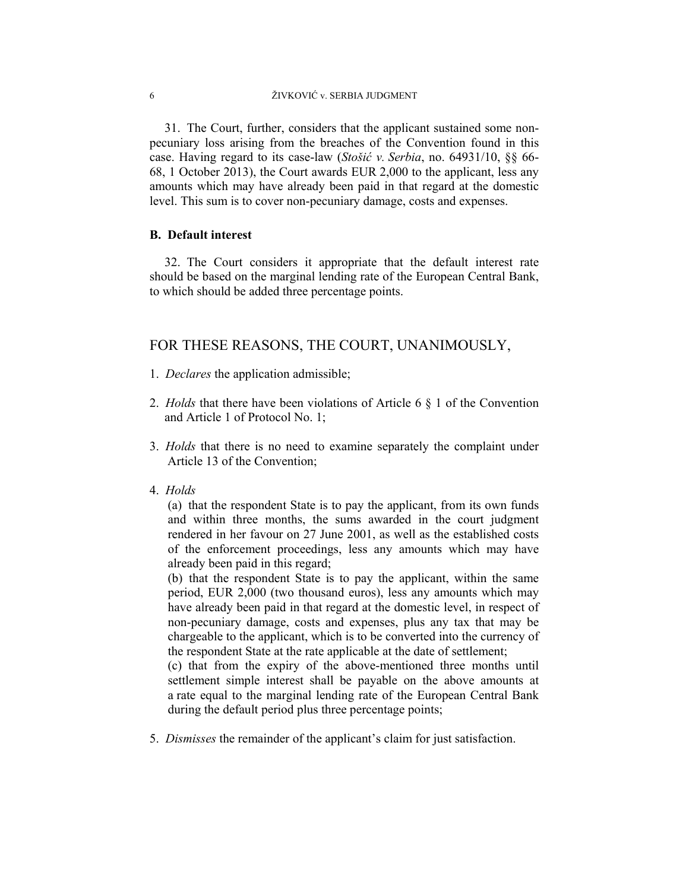31. The Court, further, considers that the applicant sustained some non-pecuniary loss arising from the breaches of the Convention found in this case. Having regard to its case-law (*Stošić v. Serbia*, no. 64931/10, §§ 66-68, 1 October 2013), the Court awards EUR 2,000 to the applicant, less any amounts which may have already been paid in that regard at the domestic level. This sum is to cover non-pecuniary damage, costs and expenses.

### B. Default interest

32. The Court considers it appropriate that the default interest rate should be based on the marginal lending rate of the European Central Bank, to which should be added three percentage points.

## FOR THESE REASONS, THE COURT, UNANIMOUSLY,

1. *Declares* the application admissible;

2. *Holds* that there have been violations of Article 6 § 1 of the Convention and Article 1 of Protocol No. 1;

3. *Holds* that there is no need to examine separately the complaint under Article 13 of the Convention;

4. *Holds*

   (a) that the respondent State is to pay the applicant, from its own funds and within three months, the sums awarded in the court judgment rendered in her favour on 27 June 2001, as well as the established costs of the enforcement proceedings, less any amounts which may have already been paid in this regard;

   (b) that the respondent State is to pay the applicant, within the same period, EUR 2,000 (two thousand euros), less any amounts which may have already been paid in that regard at the domestic level, in respect of non-pecuniary damage, costs and expenses, plus any tax that may be chargeable to the applicant, which is to be converted into the currency of the respondent State at the rate applicable at the date of settlement;

   (c) that from the expiry of the above-mentioned three months until settlement simple interest shall be payable on the above amounts at a rate equal to the marginal lending rate of the European Central Bank during the default period plus three percentage points;

5. *Dismisses* the remainder of the applicant's claim for just satisfaction.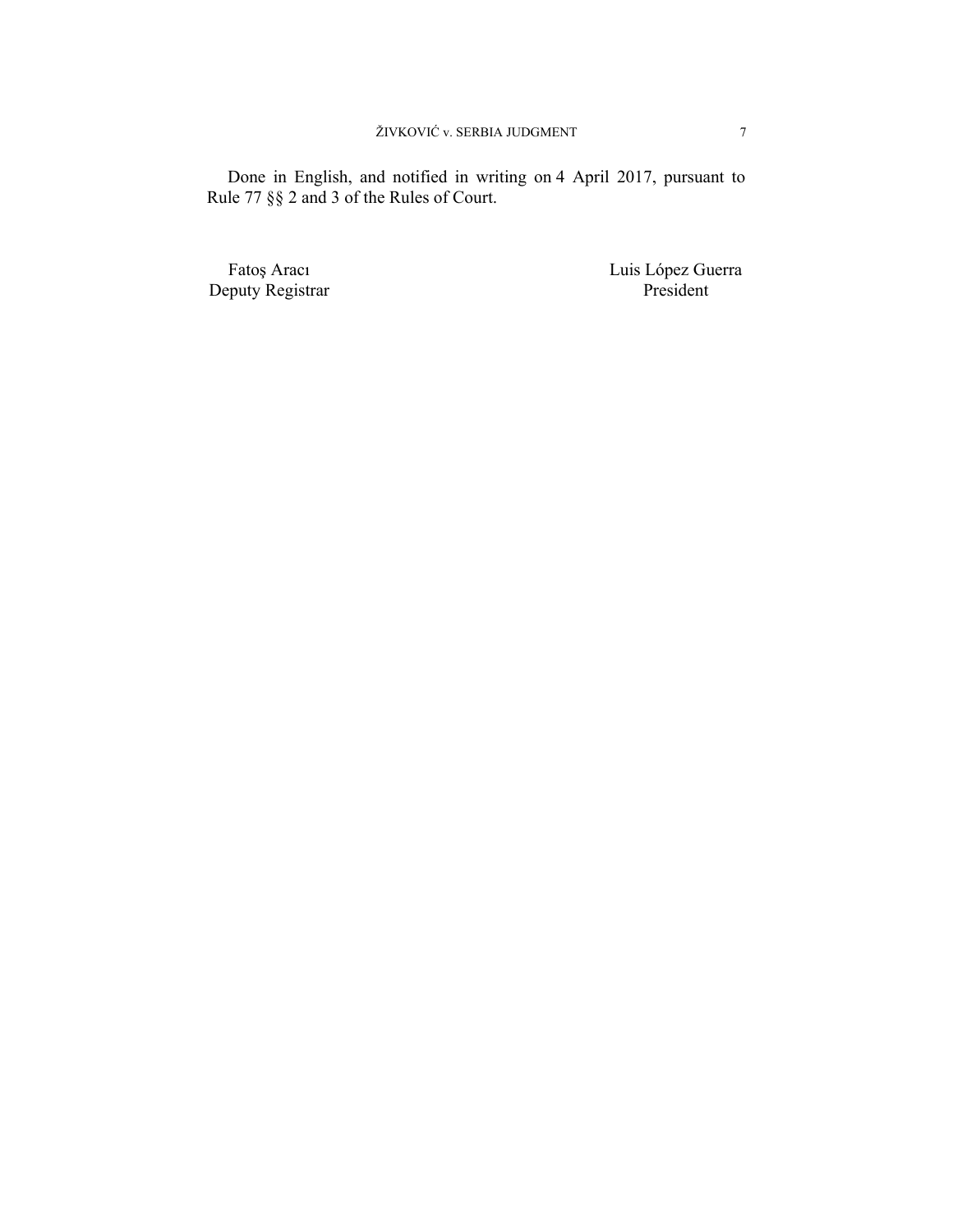Done in English, and notified in writing on 4 April 2017, pursuant to Rule 77 §§ 2 and 3 of the Rules of Court.

| | |
|---|---|
| Fatoş Aracı | Luis López Guerra |
| Deputy Registrar | President |